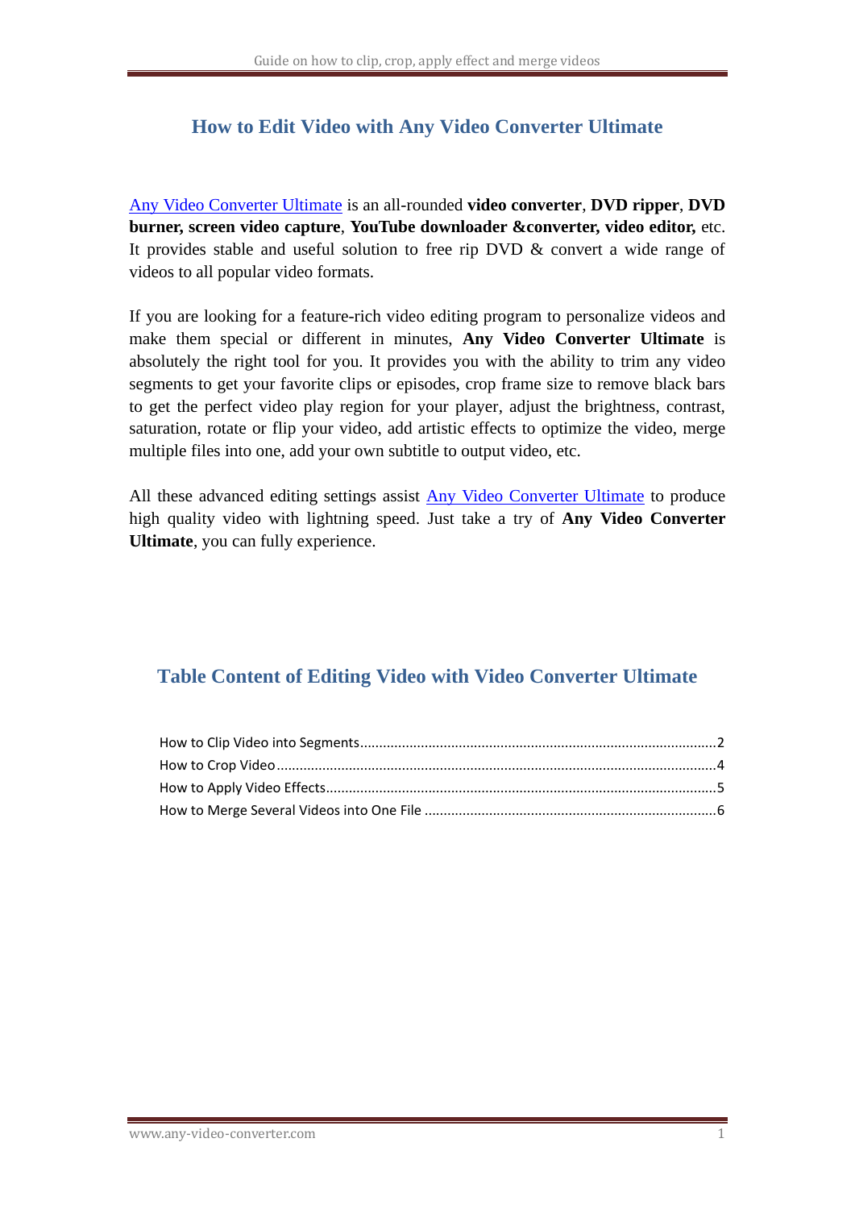# How to Edit Video with Any Video Converter Ultimate

Any Video Converter Ultimate is an all-rounded **video converter**, **DVD ripper**, **DVD burner, screen video capture**, **YouTube downloader &converter, video editor,** etc. It provides stable and useful solution to free rip DVD & convert a wide range of videos to all popular video formats.

If you are looking for a feature-rich video editing program to personalize videos and make them special or different in minutes, **Any Video Converter Ultimate** is absolutely the right tool for you. It provides you with the ability to trim any video segments to get your favorite clips or episodes, crop frame size to remove black bars to get the perfect video play region for your player, adjust the brightness, contrast, saturation, rotate or flip your video, add artistic effects to optimize the video, merge multiple files into one, add your own subtitle to output video, etc.

All these advanced editing settings assist Any Video Converter Ultimate to produce high quality video with lightning speed. Just take a try of **Any Video Converter Ultimate**, you can fully experience.

## Table Content of Editing Video with Video Converter Ultimate

How to Clip Video into Segments.....2
How to Crop Video.....4
How to Apply Video Effects.....5
How to Merge Several Videos into One File.....6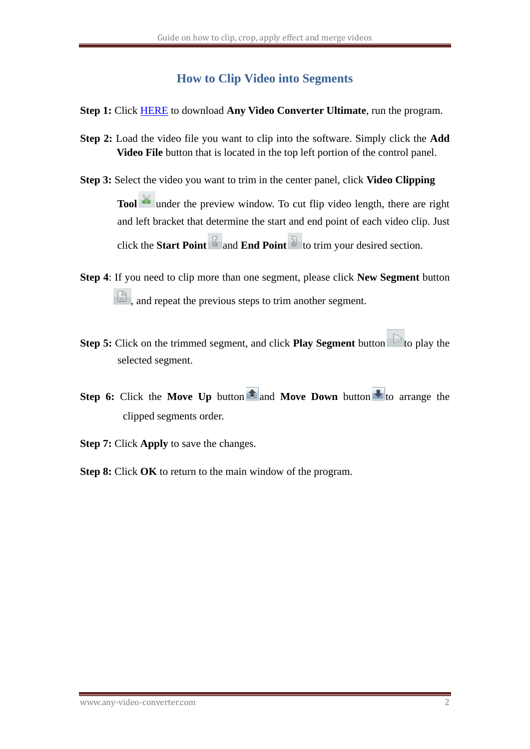## How to Clip Video into Segments

**Step 1:** Click HERE to download **Any Video Converter Ultimate**, run the program.

**Step 2:** Load the video file you want to clip into the software. Simply click the **Add Video File** button that is located in the top left portion of the control panel.

**Step 3:** Select the video you want to trim in the center panel, click **Video Clipping Tool** under the preview window. To cut flip video length, there are right and left bracket that determine the start and end point of each video clip. Just click the **Start Point** and **End Point** to trim your desired section.

**Step 4**: If you need to clip more than one segment, please click **New Segment** button , and repeat the previous steps to trim another segment.

**Step 5:** Click on the trimmed segment, and click **Play Segment** button to play the selected segment.

**Step 6:** Click the **Move Up** button and **Move Down** button to arrange the clipped segments order.

**Step 7:** Click **Apply** to save the changes.

**Step 8:** Click **OK** to return to the main window of the program.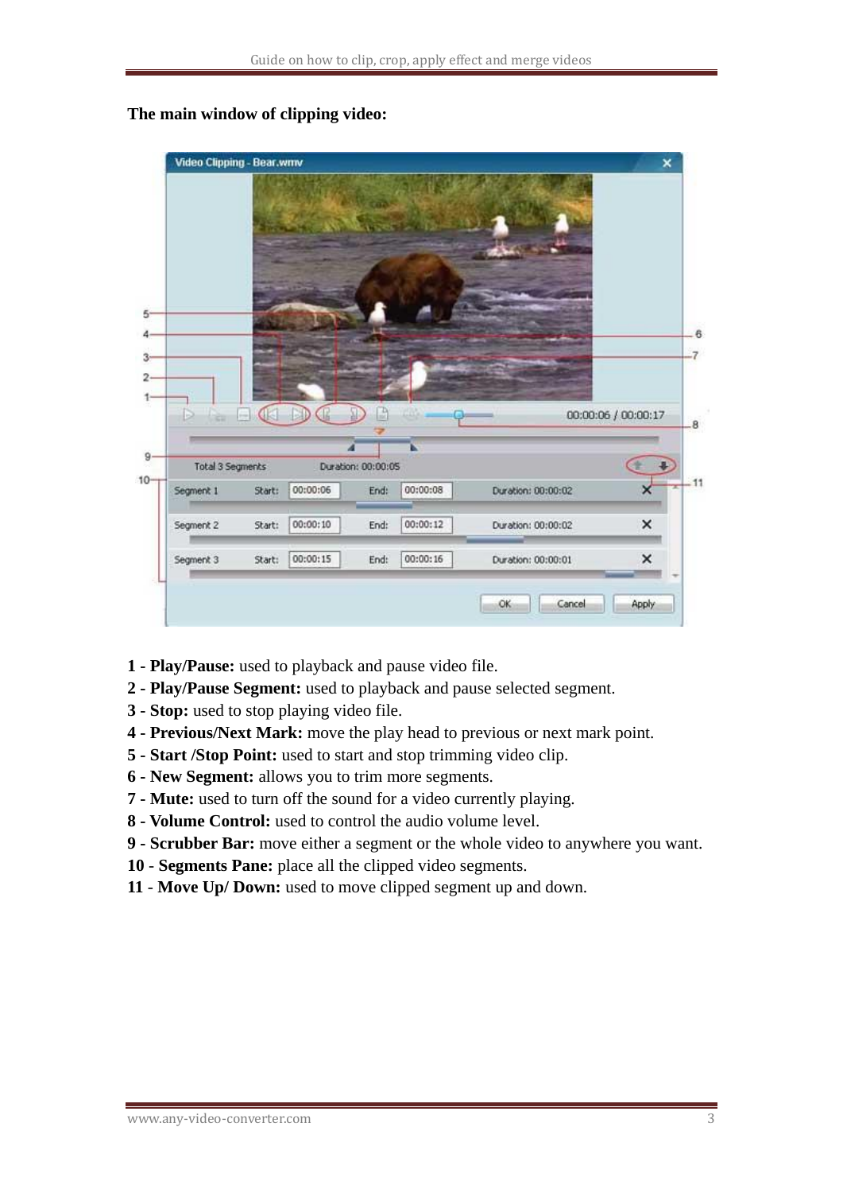**The main window of clipping video:**

1 - **Play/Pause:** used to playback and pause video file.
2 - **Play/Pause Segment:** used to playback and pause selected segment.
3 - **Stop:** used to stop playing video file.
4 - **Previous/Next Mark:** move the play head to previous or next mark point.
5 - **Start /Stop Point:** used to start and stop trimming video clip.
6 - **New Segment:** allows you to trim more segments.
7 - **Mute:** used to turn off the sound for a video currently playing.
8 - **Volume Control:** used to control the audio volume level.
9 - **Scrubber Bar:** move either a segment or the whole video to anywhere you want.
10 - **Segments Pane:** place all the clipped video segments.
11 - **Move Up/ Down:** used to move clipped segment up and down.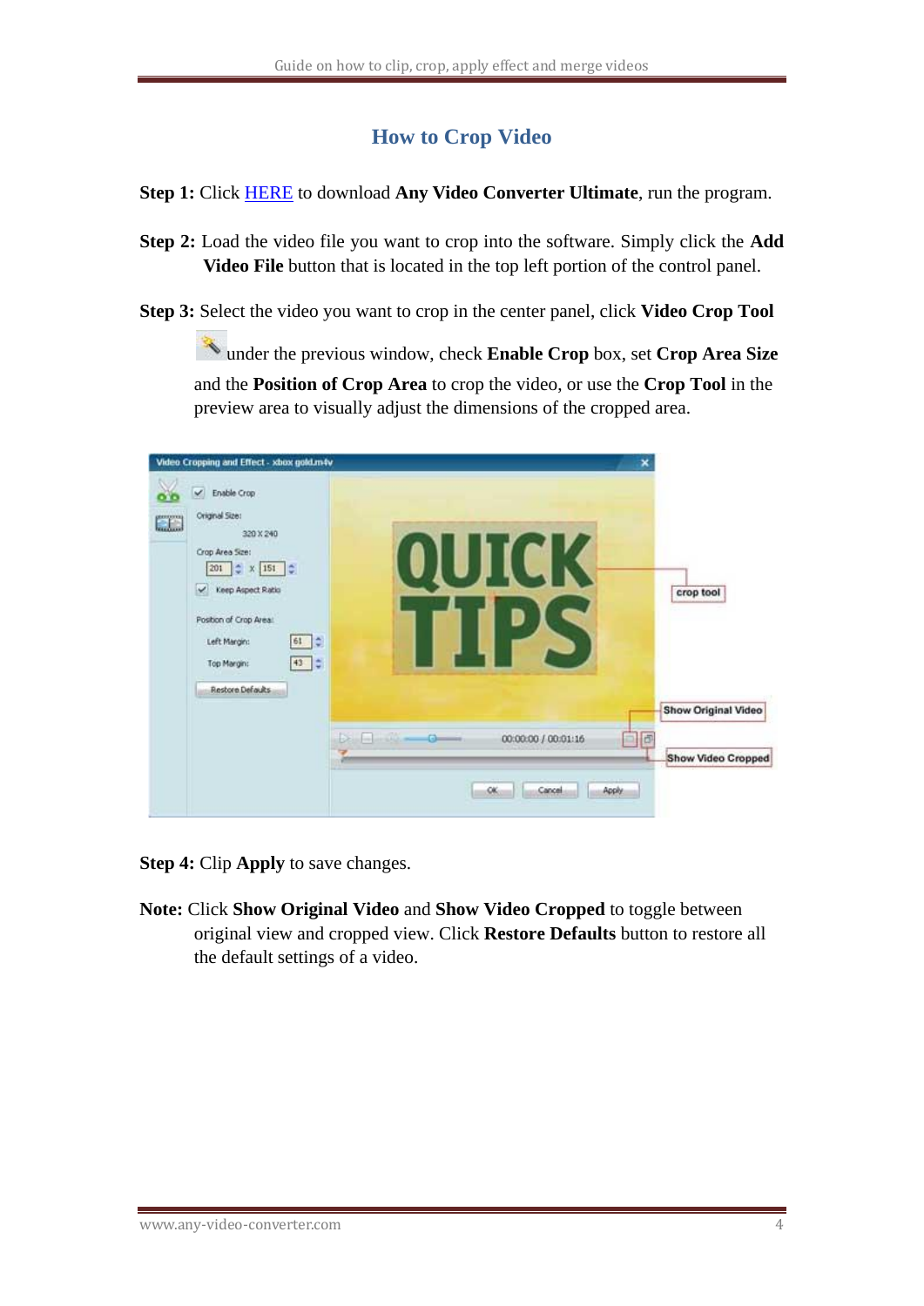# How to Crop Video

**Step 1:** Click HERE to download **Any Video Converter Ultimate**, run the program.

**Step 2:** Load the video file you want to crop into the software. Simply click the **Add Video File** button that is located in the top left portion of the control panel.

**Step 3:** Select the video you want to crop in the center panel, click **Video Crop Tool** under the previous window, check **Enable Crop** box, set **Crop Area Size** and the **Position of Crop Area** to crop the video, or use the **Crop Tool** in the preview area to visually adjust the dimensions of the cropped area.

**Step 4:** Clip **Apply** to save changes.

**Note:** Click **Show Original Video** and **Show Video Cropped** to toggle between original view and cropped view. Click **Restore Defaults** button to restore all the default settings of a video.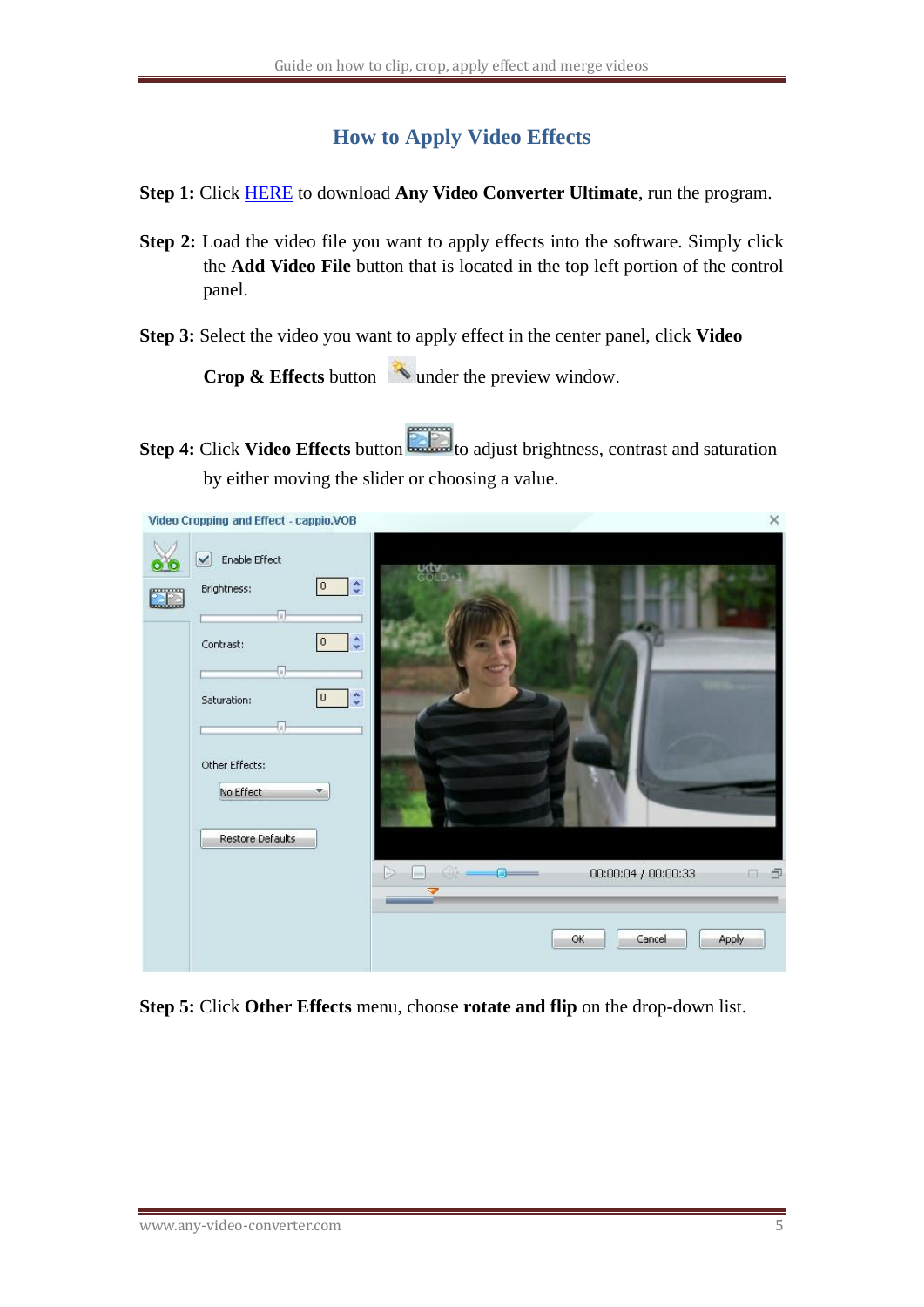## How to Apply Video Effects

**Step 1:** Click HERE to download **Any Video Converter Ultimate**, run the program.

**Step 2:** Load the video file you want to apply effects into the software. Simply click the **Add Video File** button that is located in the top left portion of the control panel.

**Step 3:** Select the video you want to apply effect in the center panel, click **Video Crop & Effects** button under the preview window.

**Step 4:** Click **Video Effects** button to adjust brightness, contrast and saturation by either moving the slider or choosing a value.

**Step 5:** Click **Other Effects** menu, choose **rotate and flip** on the drop-down list.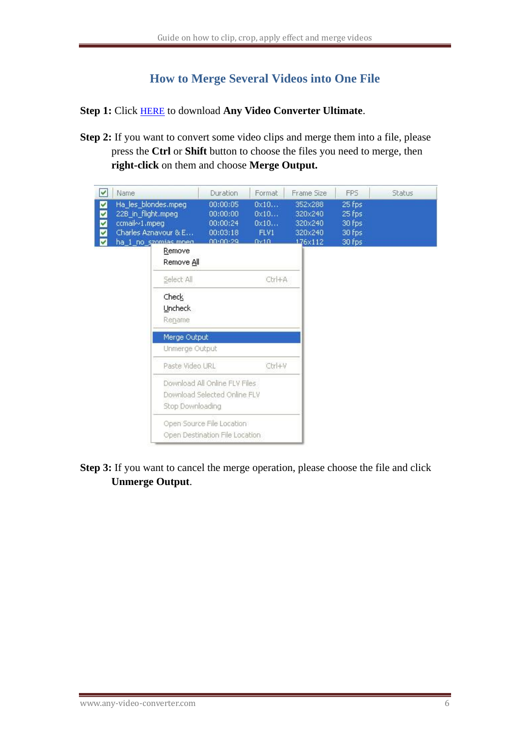# How to Merge Several Videos into One File

**Step 1:** Click HERE to download **Any Video Converter Ultimate**.

**Step 2:** If you want to convert some video clips and merge them into a file, please press the **Ctrl** or **Shift** button to choose the files you need to merge, then **right-click** on them and choose **Merge Output.**

**Step 3:** If you want to cancel the merge operation, please choose the file and click **Unmerge Output**.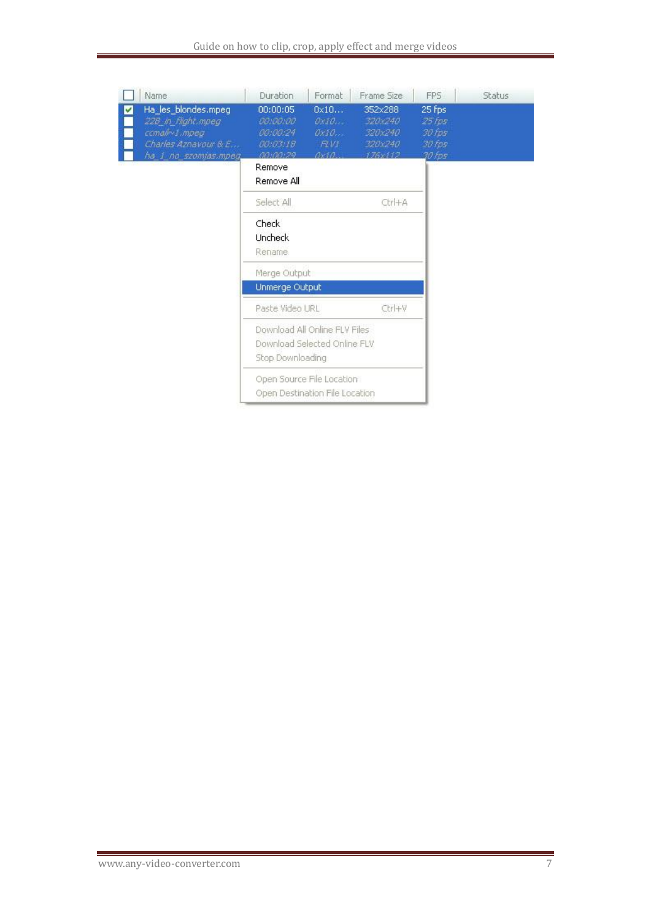| | Name | Duration | Format | Frame Size | FPS | Status |
|---|---|---|---|---|---|---|
| ☑ | Ha_les_blondes.mpeg | 00:00:05 | 0x10... | 352x288 | 25 fps | |
| ☐ | 228_in_flight.mpeg | 00:00:00 | 0x10... | 320x240 | 25 fps | |
| ☐ | ccmail~1.mpeg | 00:00:24 | 0x10... | 320x240 | 30 fps | |
| ☐ | Charles Aznavour & E... | 00:03:18 | FLV1 | 320x240 | 30 fps | |
| ☐ | ha_1_no_szomjas.mpeg | 00:00:29 | 0x10... | 176x112 | 30 fps | |

Remove
Remove All
Select All Ctrl+A
Check
Uncheck
Rename
Merge Output
Unmerge Output
Paste Video URL Ctrl+V
Download All Online FLV Files
Download Selected Online FLV
Stop Downloading
Open Source File Location
Open Destination File Location